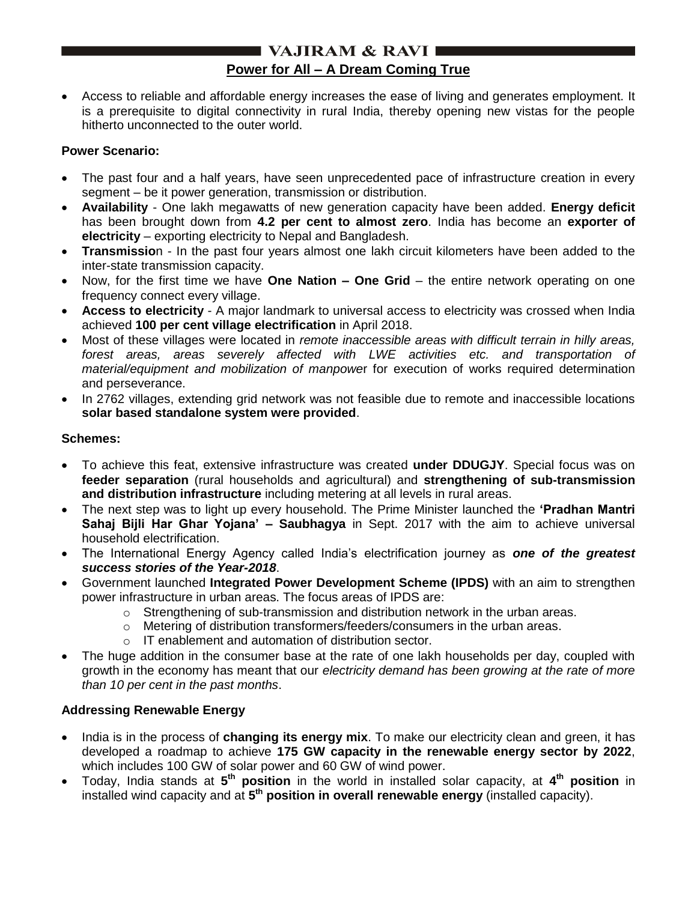# Power for All – A Dream Coming True

- Access to reliable and affordable energy increases the ease of living and generates employment. It is a prerequisite to digital connectivity in rural India, thereby opening new vistas for the people hitherto unconnected to the outer world.

**Power Scenario:**

- The past four and a half years, have seen unprecedented pace of infrastructure creation in every segment – be it power generation, transmission or distribution.
- **Availability** - One lakh megawatts of new generation capacity have been added. **Energy deficit** has been brought down from **4.2 per cent to almost zero**. India has become an **exporter of electricity** – exporting electricity to Nepal and Bangladesh.
- **Transmissio**n - In the past four years almost one lakh circuit kilometers have been added to the inter-state transmission capacity.
- Now, for the first time we have **One Nation – One Grid** – the entire network operating on one frequency connect every village.
- **Access to electricity** - A major landmark to universal access to electricity was crossed when India achieved **100 per cent village electrification** in April 2018.
- Most of these villages were located in *remote inaccessible areas with difficult terrain in hilly areas, forest areas, areas severely affected with LWE activities etc. and transportation of material/equipment and mobilization of manpowe*r for execution of works required determination and perseverance.
- In 2762 villages, extending grid network was not feasible due to remote and inaccessible locations **solar based standalone system were provided**.

**Schemes:**

- To achieve this feat, extensive infrastructure was created **under DDUGJY**. Special focus was on **feeder separation** (rural households and agricultural) and **strengthening of sub-transmission and distribution infrastructure** including metering at all levels in rural areas.
- The next step was to light up every household. The Prime Minister launched the **'Pradhan Mantri Sahaj Bijli Har Ghar Yojana' – Saubhagya** in Sept. 2017 with the aim to achieve universal household electrification.
- The International Energy Agency called India's electrification journey as ***one of the greatest success stories of the Year-2018***.
- Government launched **Integrated Power Development Scheme (IPDS)** with an aim to strengthen power infrastructure in urban areas. The focus areas of IPDS are:
  - Strengthening of sub-transmission and distribution network in the urban areas.
  - Metering of distribution transformers/feeders/consumers in the urban areas.
  - IT enablement and automation of distribution sector.
- The huge addition in the consumer base at the rate of one lakh households per day, coupled with growth in the economy has meant that our *electricity demand has been growing at the rate of more than 10 per cent in the past months*.

**Addressing Renewable Energy**

- India is in the process of **changing its energy mix**. To make our electricity clean and green, it has developed a roadmap to achieve **175 GW capacity in the renewable energy sector by 2022**, which includes 100 GW of solar power and 60 GW of wind power.
- Today, India stands at **5th position** in the world in installed solar capacity, at **4th position** in installed wind capacity and at **5th position in overall renewable energy** (installed capacity).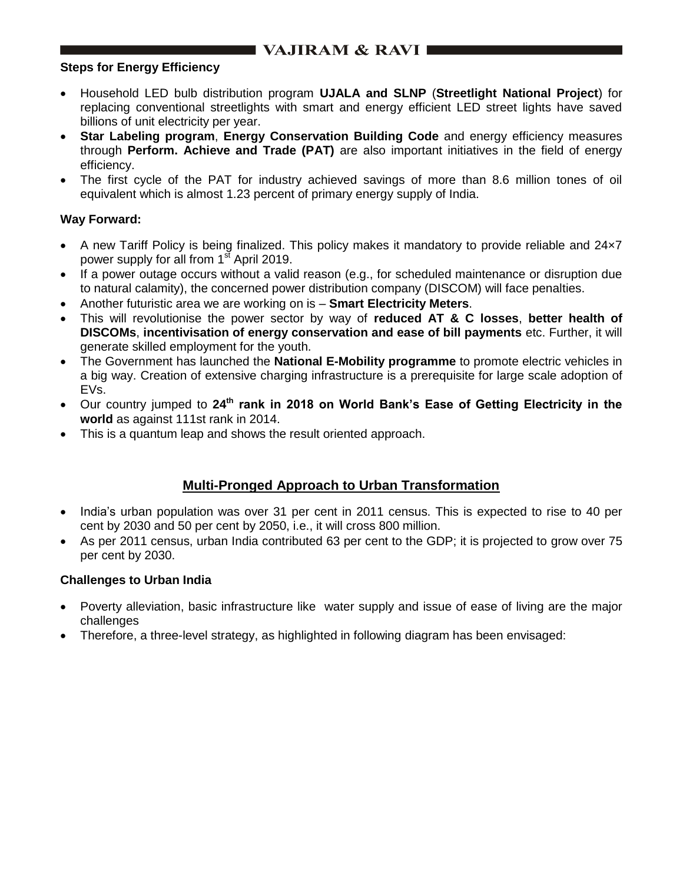**Steps for Energy Efficiency**

- Household LED bulb distribution program **UJALA and SLNP** (**Streetlight National Project**) for replacing conventional streetlights with smart and energy efficient LED street lights have saved billions of unit electricity per year.
- **Star Labeling program**, **Energy Conservation Building Code** and energy efficiency measures through **Perform. Achieve and Trade (PAT)** are also important initiatives in the field of energy efficiency.
- The first cycle of the PAT for industry achieved savings of more than 8.6 million tones of oil equivalent which is almost 1.23 percent of primary energy supply of India.

**Way Forward:**

- A new Tariff Policy is being finalized. This policy makes it mandatory to provide reliable and 24×7 power supply for all from 1st April 2019.
- If a power outage occurs without a valid reason (e.g., for scheduled maintenance or disruption due to natural calamity), the concerned power distribution company (DISCOM) will face penalties.
- Another futuristic area we are working on is – **Smart Electricity Meters**.
- This will revolutionise the power sector by way of **reduced AT & C losses**, **better health of DISCOMs**, **incentivisation of energy conservation and ease of bill payments** etc. Further, it will generate skilled employment for the youth.
- The Government has launched the **National E-Mobility programme** to promote electric vehicles in a big way. Creation of extensive charging infrastructure is a prerequisite for large scale adoption of EVs.
- Our country jumped to **24th rank in 2018 on World Bank's Ease of Getting Electricity in the world** as against 111st rank in 2014.
- This is a quantum leap and shows the result oriented approach.

## Multi-Pronged Approach to Urban Transformation

- India's urban population was over 31 per cent in 2011 census. This is expected to rise to 40 per cent by 2030 and 50 per cent by 2050, i.e., it will cross 800 million.
- As per 2011 census, urban India contributed 63 per cent to the GDP; it is projected to grow over 75 per cent by 2030.

**Challenges to Urban India**

- Poverty alleviation, basic infrastructure like water supply and issue of ease of living are the major challenges
- Therefore, a three-level strategy, as highlighted in following diagram has been envisaged: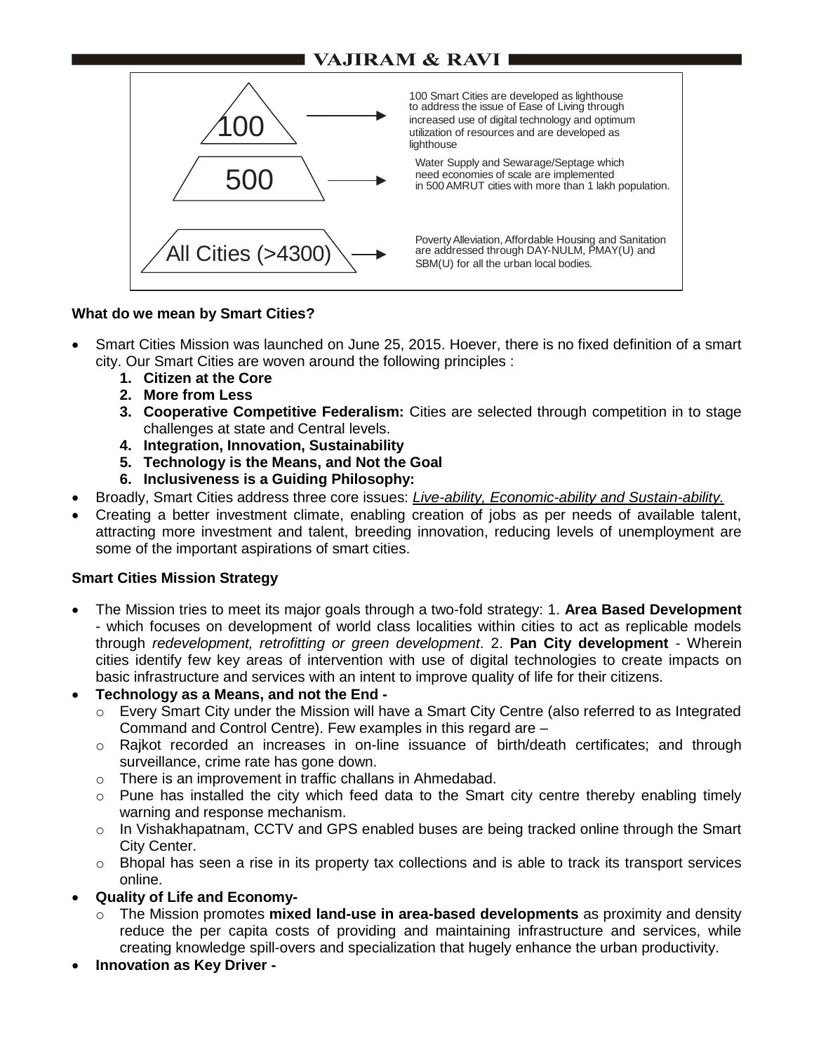| | |
|---|---|
| 100 | 100 Smart Cities are developed as lighthouse to address the issue of Ease of Living through increased use of digital technology and optimum utilization of resources and are developed as lighthouse |
| 500 | Water Supply and Sewarage/Septage which need economies of scale are implemented in 500 AMRUT cities with more than 1 lakh population. |
| All Cities (>4300) | Poverty Alleviation, Affordable Housing and Sanitation are addressed through DAY-NULM, PMAY(U) and SBM(U) for all the urban local bodies. |

**What do we mean by Smart Cities?**

- Smart Cities Mission was launched on June 25, 2015. Hoever, there is no fixed definition of a smart city. Our Smart Cities are woven around the following principles :
    1. **Citizen at the Core**
    2. **More from Less**
    3. **Cooperative Competitive Federalism:** Cities are selected through competition in to stage challenges at state and Central levels.
    4. **Integration, Innovation, Sustainability**
    5. **Technology is the Means, and Not the Goal**
    6. **Inclusiveness is a Guiding Philosophy:**
- Broadly, Smart Cities address three core issues: *Live-ability, Economic-ability and Sustain-ability.*
- Creating a better investment climate, enabling creation of jobs as per needs of available talent, attracting more investment and talent, breeding innovation, reducing levels of unemployment are some of the important aspirations of smart cities.

**Smart Cities Mission Strategy**

- The Mission tries to meet its major goals through a two-fold strategy: 1. **Area Based Development** - which focuses on development of world class localities within cities to act as replicable models through *redevelopment, retrofitting or green development*. 2. **Pan City development** - Wherein cities identify few key areas of intervention with use of digital technologies to create impacts on basic infrastructure and services with an intent to improve quality of life for their citizens.
- **Technology as a Means, and not the End -**
    - Every Smart City under the Mission will have a Smart City Centre (also referred to as Integrated Command and Control Centre). Few examples in this regard are –
    - Rajkot recorded an increases in on-line issuance of birth/death certificates; and through surveillance, crime rate has gone down.
    - There is an improvement in traffic challans in Ahmedabad.
    - Pune has installed the city which feed data to the Smart city centre thereby enabling timely warning and response mechanism.
    - In Vishakhapatnam, CCTV and GPS enabled buses are being tracked online through the Smart City Center.
    - Bhopal has seen a rise in its property tax collections and is able to track its transport services online.
- **Quality of Life and Economy-**
    - The Mission promotes **mixed land-use in area-based developments** as proximity and density reduce the per capita costs of providing and maintaining infrastructure and services, while creating knowledge spill-overs and specialization that hugely enhance the urban productivity.
- **Innovation as Key Driver -**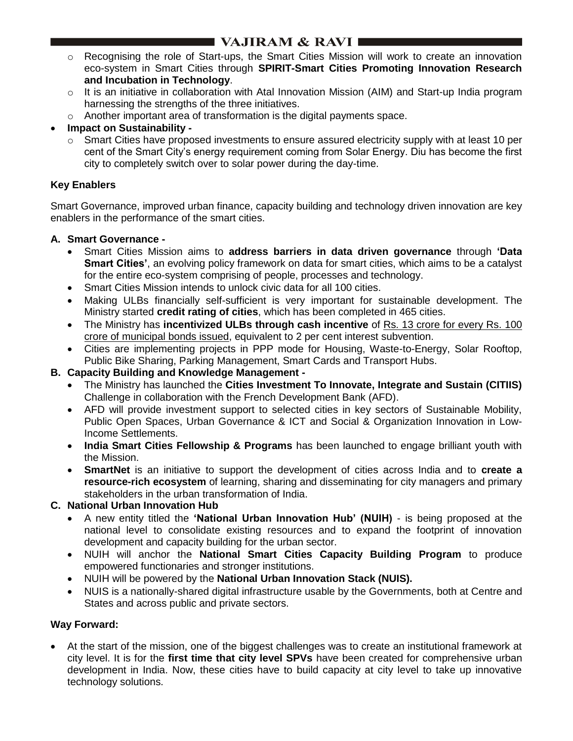- Recognising the role of Start-ups, the Smart Cities Mission will work to create an innovation eco-system in Smart Cities through **SPIRIT-Smart Cities Promoting Innovation Research and Incubation in Technology**.
- It is an initiative in collaboration with Atal Innovation Mission (AIM) and Start-up India program harnessing the strengths of the three initiatives.
- Another important area of transformation is the digital payments space.

- **Impact on Sustainability -**
  - Smart Cities have proposed investments to ensure assured electricity supply with at least 10 per cent of the Smart City's energy requirement coming from Solar Energy. Diu has become the first city to completely switch over to solar power during the day-time.

**Key Enablers**

Smart Governance, improved urban finance, capacity building and technology driven innovation are key enablers in the performance of the smart cities.

**A. Smart Governance -**

- Smart Cities Mission aims to **address barriers in data driven governance** through **'Data Smart Cities'**, an evolving policy framework on data for smart cities, which aims to be a catalyst for the entire eco-system comprising of people, processes and technology.
- Smart Cities Mission intends to unlock civic data for all 100 cities.
- Making ULBs financially self-sufficient is very important for sustainable development. The Ministry started **credit rating of cities**, which has been completed in 465 cities.
- The Ministry has **incentivized ULBs through cash incentive** of Rs. 13 crore for every Rs. 100 crore of municipal bonds issued, equivalent to 2 per cent interest subvention.
- Cities are implementing projects in PPP mode for Housing, Waste-to-Energy, Solar Rooftop, Public Bike Sharing, Parking Management, Smart Cards and Transport Hubs.

**B. Capacity Building and Knowledge Management -**

- The Ministry has launched the **Cities Investment To Innovate, Integrate and Sustain (CITIIS)** Challenge in collaboration with the French Development Bank (AFD).
- AFD will provide investment support to selected cities in key sectors of Sustainable Mobility, Public Open Spaces, Urban Governance & ICT and Social & Organization Innovation in Low-Income Settlements.
- **India Smart Cities Fellowship & Programs** has been launched to engage brilliant youth with the Mission.
- **SmartNet** is an initiative to support the development of cities across India and to **create a resource-rich ecosystem** of learning, sharing and disseminating for city managers and primary stakeholders in the urban transformation of India.

**C. National Urban Innovation Hub**

- A new entity titled the **'National Urban Innovation Hub' (NUIH)** - is being proposed at the national level to consolidate existing resources and to expand the footprint of innovation development and capacity building for the urban sector.
- NUIH will anchor the **National Smart Cities Capacity Building Program** to produce empowered functionaries and stronger institutions.
- NUIH will be powered by the **National Urban Innovation Stack (NUIS).**
- NUIS is a nationally-shared digital infrastructure usable by the Governments, both at Centre and States and across public and private sectors.

**Way Forward:**

- At the start of the mission, one of the biggest challenges was to create an institutional framework at city level. It is for the **first time that city level SPVs** have been created for comprehensive urban development in India. Now, these cities have to build capacity at city level to take up innovative technology solutions.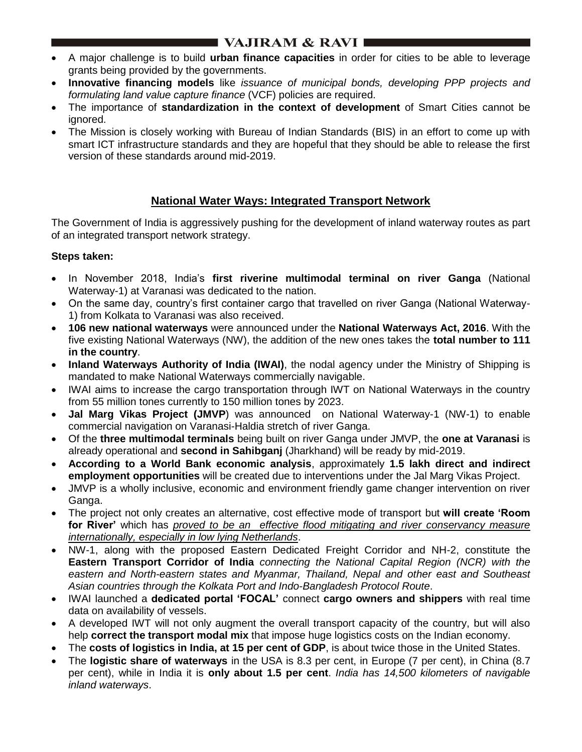- A major challenge is to build **urban finance capacities** in order for cities to be able to leverage grants being provided by the governments.
- **Innovative financing models** like *issuance of municipal bonds, developing PPP projects and formulating land value capture finance* (VCF) policies are required.
- The importance of **standardization in the context of development** of Smart Cities cannot be ignored.
- The Mission is closely working with Bureau of Indian Standards (BIS) in an effort to come up with smart ICT infrastructure standards and they are hopeful that they should be able to release the first version of these standards around mid-2019.

## National Water Ways: Integrated Transport Network

The Government of India is aggressively pushing for the development of inland waterway routes as part of an integrated transport network strategy.

**Steps taken:**

- In November 2018, India's **first riverine multimodal terminal on river Ganga** (National Waterway-1) at Varanasi was dedicated to the nation.
- On the same day, country's first container cargo that travelled on river Ganga (National Waterway-1) from Kolkata to Varanasi was also received.
- **106 new national waterways** were announced under the **National Waterways Act, 2016**. With the five existing National Waterways (NW), the addition of the new ones takes the **total number to 111 in the country**.
- **Inland Waterways Authority of India (IWAI)**, the nodal agency under the Ministry of Shipping is mandated to make National Waterways commercially navigable.
- IWAI aims to increase the cargo transportation through IWT on National Waterways in the country from 55 million tones currently to 150 million tones by 2023.
- **Jal Marg Vikas Project (JMVP**) was announced on National Waterway-1 (NW-1) to enable commercial navigation on Varanasi-Haldia stretch of river Ganga.
- Of the **three multimodal terminals** being built on river Ganga under JMVP, the **one at Varanasi** is already operational and **second in Sahibganj** (Jharkhand) will be ready by mid-2019.
- **According to a World Bank economic analysis**, approximately **1.5 lakh direct and indirect employment opportunities** will be created due to interventions under the Jal Marg Vikas Project.
- JMVP is a wholly inclusive, economic and environment friendly game changer intervention on river Ganga.
- The project not only creates an alternative, cost effective mode of transport but **will create 'Room for River'** which has *proved to be an effective flood mitigating and river conservancy measure internationally, especially in low lying Netherlands*.
- NW-1, along with the proposed Eastern Dedicated Freight Corridor and NH-2, constitute the **Eastern Transport Corridor of India** *connecting the National Capital Region (NCR) with the eastern and North-eastern states and Myanmar, Thailand, Nepal and other east and Southeast Asian countries through the Kolkata Port and Indo-Bangladesh Protocol Route*.
- IWAI launched a **dedicated portal 'FOCAL'** connect **cargo owners and shippers** with real time data on availability of vessels.
- A developed IWT will not only augment the overall transport capacity of the country, but will also help **correct the transport modal mix** that impose huge logistics costs on the Indian economy.
- The **costs of logistics in India, at 15 per cent of GDP**, is about twice those in the United States.
- The **logistic share of waterways** in the USA is 8.3 per cent, in Europe (7 per cent), in China (8.7 per cent), while in India it is **only about 1.5 per cent**. *India has 14,500 kilometers of navigable inland waterways*.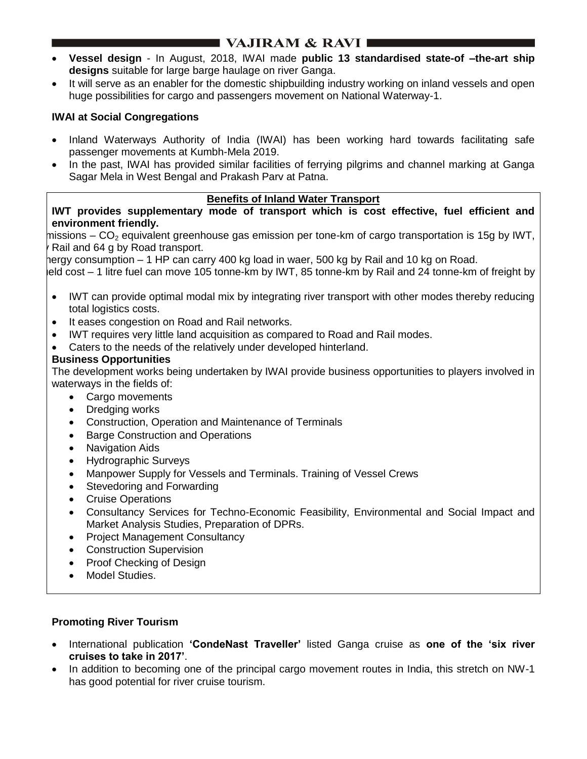- **Vessel design** - In August, 2018, IWAI made **public 13 standardised state-of –the-art ship designs** suitable for large barge haulage on river Ganga.
- It will serve as an enabler for the domestic shipbuilding industry working on inland vessels and open huge possibilities for cargo and passengers movement on National Waterway-1.

**IWAI at Social Congregations**

- Inland Waterways Authority of India (IWAI) has been working hard towards facilitating safe passenger movements at Kumbh-Mela 2019.
- In the past, IWAI has provided similar facilities of ferrying pilgrims and channel marking at Ganga Sagar Mela in West Bengal and Prakash Parv at Patna.

**Benefits of Inland Water Transport**

**IWT provides supplementary mode of transport which is cost effective, fuel efficient and environment friendly.**

missions – $CO_2$ equivalent greenhouse gas emission per tone-km of cargo transportation is 15g by IWT, Rail and 64 g by Road transport.

nergy consumption – 1 HP can carry 400 kg load in waer, 500 kg by Rail and 10 kg on Road.

ield cost – 1 litre fuel can move 105 tonne-km by IWT, 85 tonne-km by Rail and 24 tonne-km of freight by

- IWT can provide optimal modal mix by integrating river transport with other modes thereby reducing total logistics costs.
- It eases congestion on Road and Rail networks.
- IWT requires very little land acquisition as compared to Road and Rail modes.
- Caters to the needs of the relatively under developed hinterland.

**Business Opportunities**

The development works being undertaken by IWAI provide business opportunities to players involved in waterways in the fields of:

- Cargo movements
- Dredging works
- Construction, Operation and Maintenance of Terminals
- Barge Construction and Operations
- Navigation Aids
- Hydrographic Surveys
- Manpower Supply for Vessels and Terminals. Training of Vessel Crews
- Stevedoring and Forwarding
- Cruise Operations
- Consultancy Services for Techno-Economic Feasibility, Environmental and Social Impact and Market Analysis Studies, Preparation of DPRs.
- Project Management Consultancy
- Construction Supervision
- Proof Checking of Design
- Model Studies.

**Promoting River Tourism**

- International publication **'CondeNast Traveller'** listed Ganga cruise as **one of the 'six river cruises to take in 2017'**.
- In addition to becoming one of the principal cargo movement routes in India, this stretch on NW-1 has good potential for river cruise tourism.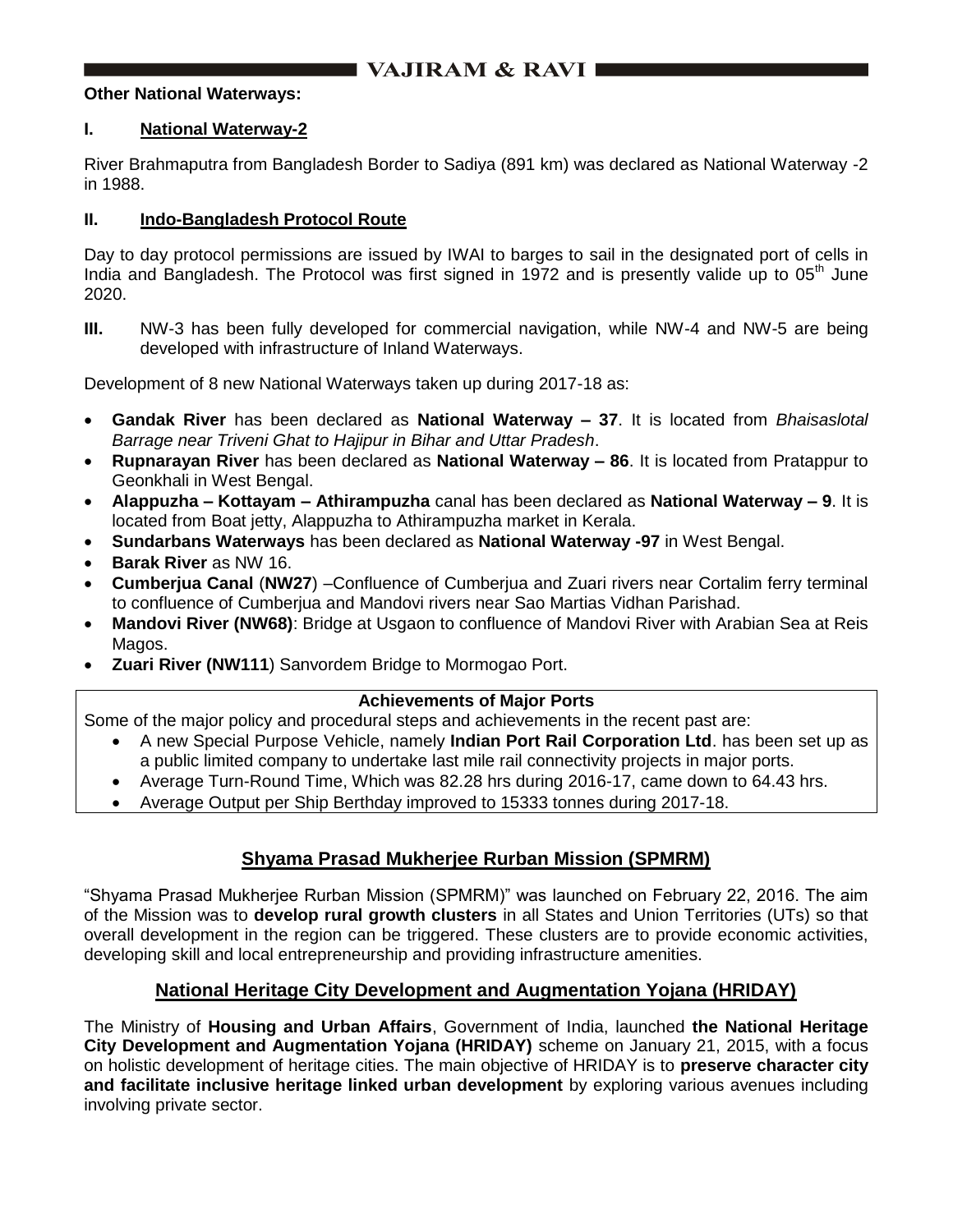**Other National Waterways:**

**I. National Waterway-2**

River Brahmaputra from Bangladesh Border to Sadiya (891 km) was declared as National Waterway -2 in 1988.

**II. Indo-Bangladesh Protocol Route**

Day to day protocol permissions are issued by IWAI to barges to sail in the designated port of cells in India and Bangladesh. The Protocol was first signed in 1972 and is presently valide up to 05th June 2020.

**III.** NW-3 has been fully developed for commercial navigation, while NW-4 and NW-5 are being developed with infrastructure of Inland Waterways.

Development of 8 new National Waterways taken up during 2017-18 as:

- **Gandak River** has been declared as **National Waterway – 37**. It is located from *Bhaisaslotal Barrage near Triveni Ghat to Hajipur in Bihar and Uttar Pradesh*.
- **Rupnarayan River** has been declared as **National Waterway – 86**. It is located from Pratappur to Geonkhali in West Bengal.
- **Alappuzha – Kottayam – Athirampuzha** canal has been declared as **National Waterway – 9**. It is located from Boat jetty, Alappuzha to Athirampuzha market in Kerala.
- **Sundarbans Waterways** has been declared as **National Waterway -97** in West Bengal.
- **Barak River** as NW 16.
- **Cumberjua Canal** (**NW27**) –Confluence of Cumberjua and Zuari rivers near Cortalim ferry terminal to confluence of Cumberjua and Mandovi rivers near Sao Martias Vidhan Parishad.
- **Mandovi River (NW68)**: Bridge at Usgaon to confluence of Mandovi River with Arabian Sea at Reis Magos.
- **Zuari River (NW111**) Sanvordem Bridge to Mormogao Port.

**Achievements of Major Ports**

Some of the major policy and procedural steps and achievements in the recent past are:

- A new Special Purpose Vehicle, namely **Indian Port Rail Corporation Ltd**. has been set up as a public limited company to undertake last mile rail connectivity projects in major ports.
- Average Turn-Round Time, Which was 82.28 hrs during 2016-17, came down to 64.43 hrs.
- Average Output per Ship Berthday improved to 15333 tonnes during 2017-18.

## Shyama Prasad Mukherjee Rurban Mission (SPMRM)

"Shyama Prasad Mukherjee Rurban Mission (SPMRM)" was launched on February 22, 2016. The aim of the Mission was to **develop rural growth clusters** in all States and Union Territories (UTs) so that overall development in the region can be triggered. These clusters are to provide economic activities, developing skill and local entrepreneurship and providing infrastructure amenities.

## National Heritage City Development and Augmentation Yojana (HRIDAY)

The Ministry of **Housing and Urban Affairs**, Government of India, launched **the National Heritage City Development and Augmentation Yojana (HRIDAY)** scheme on January 21, 2015, with a focus on holistic development of heritage cities. The main objective of HRIDAY is to **preserve character city and facilitate inclusive heritage linked urban development** by exploring various avenues including involving private sector.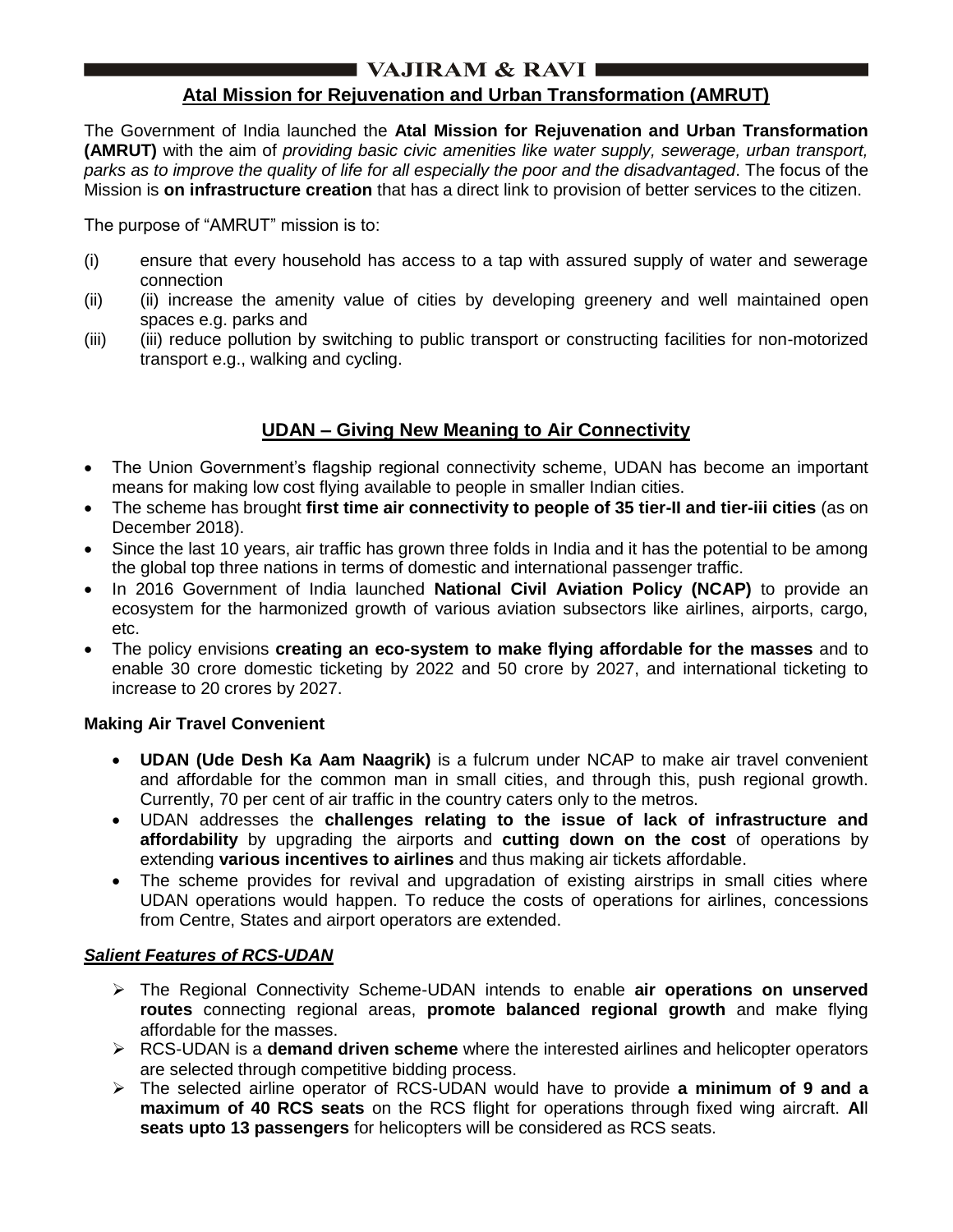## Atal Mission for Rejuvenation and Urban Transformation (AMRUT)

The Government of India launched the **Atal Mission for Rejuvenation and Urban Transformation (AMRUT)** with the aim of *providing basic civic amenities like water supply, sewerage, urban transport, parks as to improve the quality of life for all especially the poor and the disadvantaged*. The focus of the Mission is **on infrastructure creation** that has a direct link to provision of better services to the citizen.

The purpose of "AMRUT" mission is to:

(i) ensure that every household has access to a tap with assured supply of water and sewerage connection

(ii) (ii) increase the amenity value of cities by developing greenery and well maintained open spaces e.g. parks and

(iii) (iii) reduce pollution by switching to public transport or constructing facilities for non-motorized transport e.g., walking and cycling.

## UDAN – Giving New Meaning to Air Connectivity

- The Union Government's flagship regional connectivity scheme, UDAN has become an important means for making low cost flying available to people in smaller Indian cities.
- The scheme has brought **first time air connectivity to people of 35 tier-II and tier-iii cities** (as on December 2018).
- Since the last 10 years, air traffic has grown three folds in India and it has the potential to be among the global top three nations in terms of domestic and international passenger traffic.
- In 2016 Government of India launched **National Civil Aviation Policy (NCAP)** to provide an ecosystem for the harmonized growth of various aviation subsectors like airlines, airports, cargo, etc.
- The policy envisions **creating an eco-system to make flying affordable for the masses** and to enable 30 crore domestic ticketing by 2022 and 50 crore by 2027, and international ticketing to increase to 20 crores by 2027.

**Making Air Travel Convenient**

- **UDAN (Ude Desh Ka Aam Naagrik)** is a fulcrum under NCAP to make air travel convenient and affordable for the common man in small cities, and through this, push regional growth. Currently, 70 per cent of air traffic in the country caters only to the metros.
- UDAN addresses the **challenges relating to the issue of lack of infrastructure and affordability** by upgrading the airports and **cutting down on the cost** of operations by extending **various incentives to airlines** and thus making air tickets affordable.
- The scheme provides for revival and upgradation of existing airstrips in small cities where UDAN operations would happen. To reduce the costs of operations for airlines, concessions from Centre, States and airport operators are extended.

***Salient Features of RCS-UDAN***

- The Regional Connectivity Scheme-UDAN intends to enable **air operations on unserved routes** connecting regional areas, **promote balanced regional growth** and make flying affordable for the masses.
- RCS-UDAN is a **demand driven scheme** where the interested airlines and helicopter operators are selected through competitive bidding process.
- The selected airline operator of RCS-UDAN would have to provide **a minimum of 9 and a maximum of 40 RCS seats** on the RCS flight for operations through fixed wing aircraft. **All seats upto 13 passengers** for helicopters will be considered as RCS seats.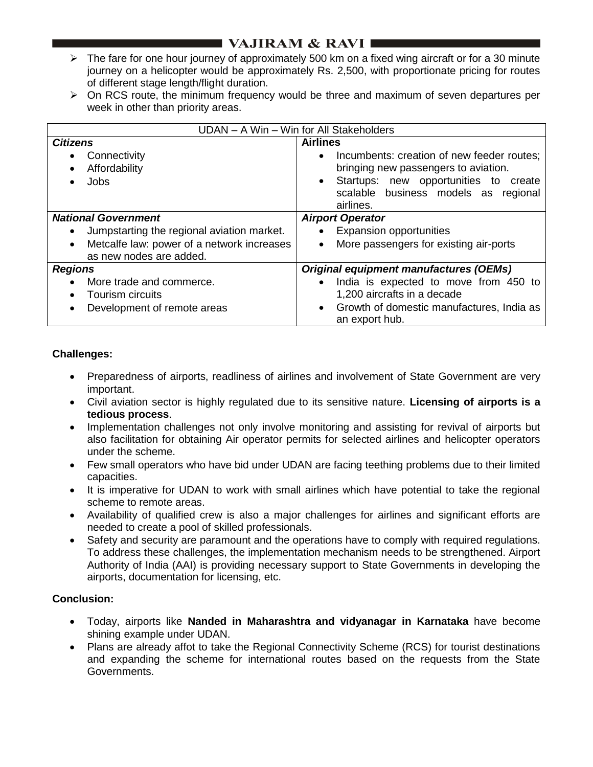- The fare for one hour journey of approximately 500 km on a fixed wing aircraft or for a 30 minute journey on a helicopter would be approximately Rs. 2,500, with proportionate pricing for routes of different stage length/flight duration.
- On RCS route, the minimum frequency would be three and maximum of seven departures per week in other than priority areas.

| UDAN – A Win – Win for All Stakeholders | |
|---|---|
| ***Citizens***<br>• Connectivity<br>• Affordability<br>• Jobs | **Airlines**<br>• Incumbents: creation of new feeder routes; bringing new passengers to aviation.<br>• Startups: new opportunities to create scalable business models as regional airlines. |
| ***National Government***<br>• Jumpstarting the regional aviation market.<br>• Metcalfe law: power of a network increases as new nodes are added. | ***Airport Operator***<br>• Expansion opportunities<br>• More passengers for existing air-ports |
| ***Regions***<br>• More trade and commerce.<br>• Tourism circuits<br>• Development of remote areas | ***Original equipment manufactures (OEMs)***<br>• India is expected to move from 450 to 1,200 aircrafts in a decade<br>• Growth of domestic manufactures, India as an export hub. |

**Challenges:**

- Preparedness of airports, readliness of airlines and involvement of State Government are very important.
- Civil aviation sector is highly regulated due to its sensitive nature. **Licensing of airports is a tedious process**.
- Implementation challenges not only involve monitoring and assisting for revival of airports but also facilitation for obtaining Air operator permits for selected airlines and helicopter operators under the scheme.
- Few small operators who have bid under UDAN are facing teething problems due to their limited capacities.
- It is imperative for UDAN to work with small airlines which have potential to take the regional scheme to remote areas.
- Availability of qualified crew is also a major challenges for airlines and significant efforts are needed to create a pool of skilled professionals.
- Safety and security are paramount and the operations have to comply with required regulations. To address these challenges, the implementation mechanism needs to be strengthened. Airport Authority of India (AAI) is providing necessary support to State Governments in developing the airports, documentation for licensing, etc.

**Conclusion:**

- Today, airports like **Nanded in Maharashtra and vidyanagar in Karnataka** have become shining example under UDAN.
- Plans are already affot to take the Regional Connectivity Scheme (RCS) for tourist destinations and expanding the scheme for international routes based on the requests from the State Governments.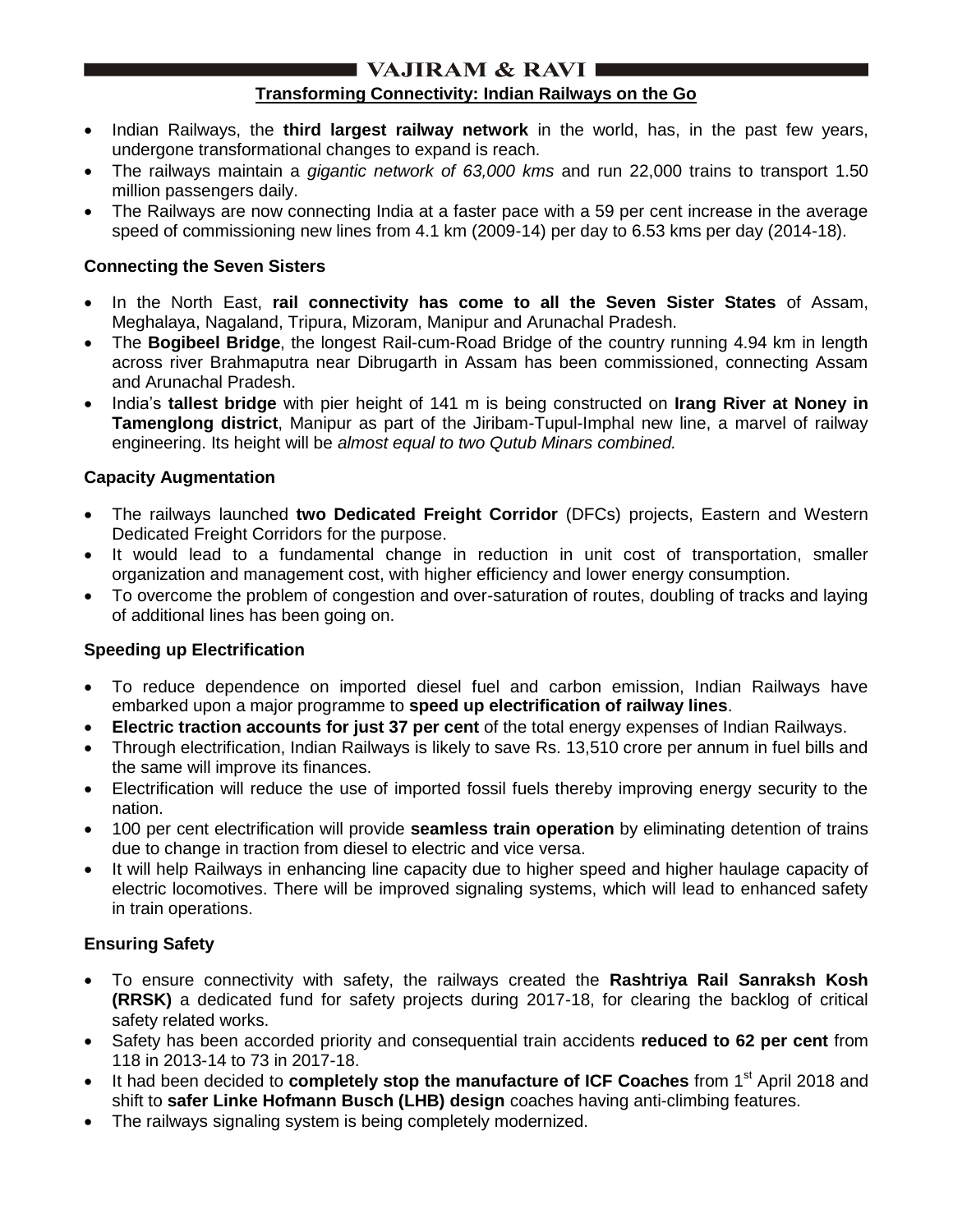## Transforming Connectivity: Indian Railways on the Go

- Indian Railways, the **third largest railway network** in the world, has, in the past few years, undergone transformational changes to expand is reach.
- The railways maintain a *gigantic network of 63,000 kms* and run 22,000 trains to transport 1.50 million passengers daily.
- The Railways are now connecting India at a faster pace with a 59 per cent increase in the average speed of commissioning new lines from 4.1 km (2009-14) per day to 6.53 kms per day (2014-18).

### Connecting the Seven Sisters

- In the North East, **rail connectivity has come to all the Seven Sister States** of Assam, Meghalaya, Nagaland, Tripura, Mizoram, Manipur and Arunachal Pradesh.
- The **Bogibeel Bridge**, the longest Rail-cum-Road Bridge of the country running 4.94 km in length across river Brahmaputra near Dibrugarth in Assam has been commissioned, connecting Assam and Arunachal Pradesh.
- India's **tallest bridge** with pier height of 141 m is being constructed on **Irang River at Noney in Tamenglong district**, Manipur as part of the Jiribam-Tupul-Imphal new line, a marvel of railway engineering. Its height will be *almost equal to two Qutub Minars combined.*

### Capacity Augmentation

- The railways launched **two Dedicated Freight Corridor** (DFCs) projects, Eastern and Western Dedicated Freight Corridors for the purpose.
- It would lead to a fundamental change in reduction in unit cost of transportation, smaller organization and management cost, with higher efficiency and lower energy consumption.
- To overcome the problem of congestion and over-saturation of routes, doubling of tracks and laying of additional lines has been going on.

### Speeding up Electrification

- To reduce dependence on imported diesel fuel and carbon emission, Indian Railways have embarked upon a major programme to **speed up electrification of railway lines**.
- **Electric traction accounts for just 37 per cent** of the total energy expenses of Indian Railways.
- Through electrification, Indian Railways is likely to save Rs. 13,510 crore per annum in fuel bills and the same will improve its finances.
- Electrification will reduce the use of imported fossil fuels thereby improving energy security to the nation.
- 100 per cent electrification will provide **seamless train operation** by eliminating detention of trains due to change in traction from diesel to electric and vice versa.
- It will help Railways in enhancing line capacity due to higher speed and higher haulage capacity of electric locomotives. There will be improved signaling systems, which will lead to enhanced safety in train operations.

### Ensuring Safety

- To ensure connectivity with safety, the railways created the **Rashtriya Rail Sanraksh Kosh (RRSK)** a dedicated fund for safety projects during 2017-18, for clearing the backlog of critical safety related works.
- Safety has been accorded priority and consequential train accidents **reduced to 62 per cent** from 118 in 2013-14 to 73 in 2017-18.
- It had been decided to **completely stop the manufacture of ICF Coaches** from 1st April 2018 and shift to **safer Linke Hofmann Busch (LHB) design** coaches having anti-climbing features.
- The railways signaling system is being completely modernized.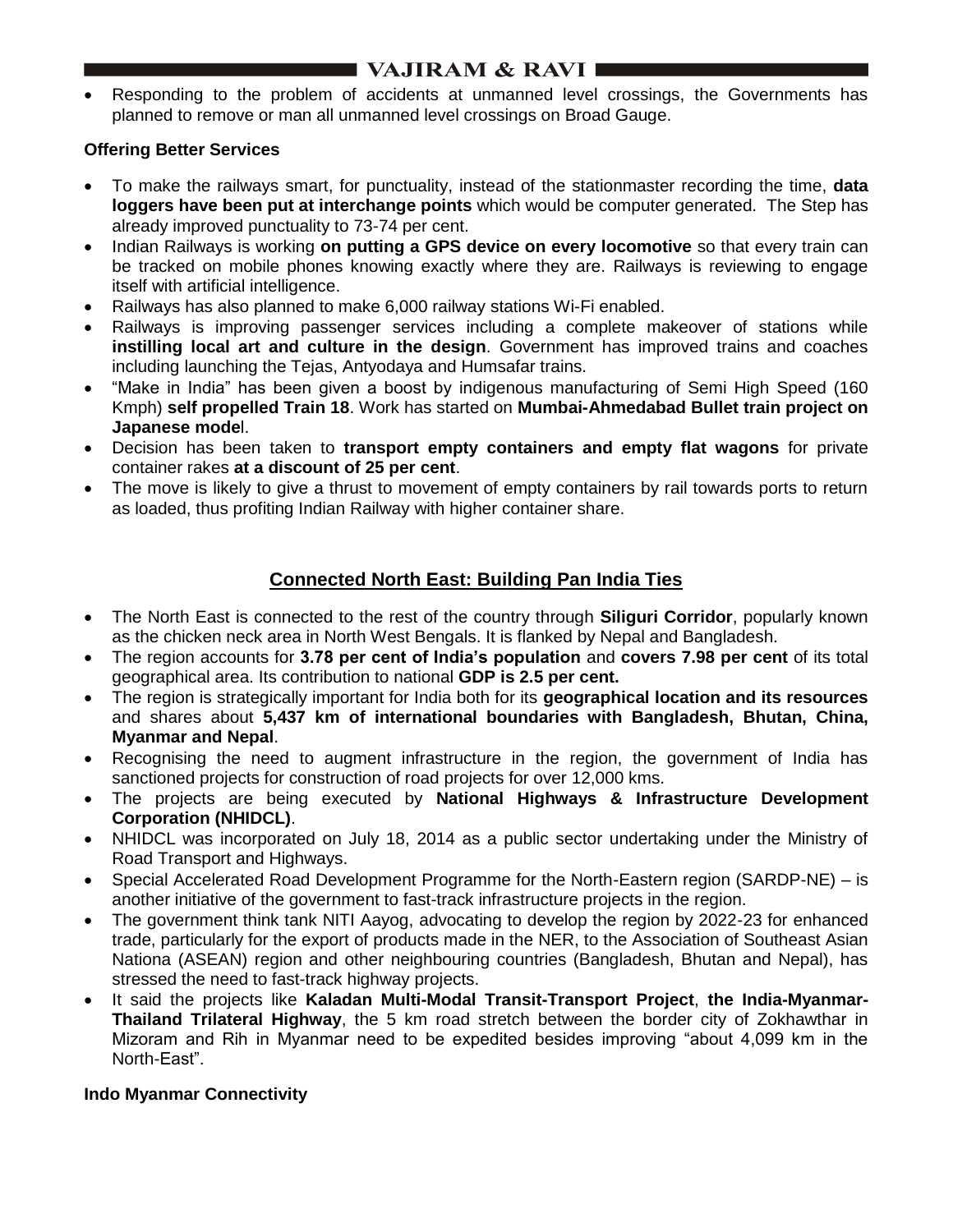- Responding to the problem of accidents at unmanned level crossings, the Governments has planned to remove or man all unmanned level crossings on Broad Gauge.

**Offering Better Services**

- To make the railways smart, for punctuality, instead of the stationmaster recording the time, **data loggers have been put at interchange points** which would be computer generated. The Step has already improved punctuality to 73-74 per cent.
- Indian Railways is working **on putting a GPS device on every locomotive** so that every train can be tracked on mobile phones knowing exactly where they are. Railways is reviewing to engage itself with artificial intelligence.
- Railways has also planned to make 6,000 railway stations Wi-Fi enabled.
- Railways is improving passenger services including a complete makeover of stations while **instilling local art and culture in the design**. Government has improved trains and coaches including launching the Tejas, Antyodaya and Humsafar trains.
- "Make in India" has been given a boost by indigenous manufacturing of Semi High Speed (160 Kmph) **self propelled Train 18**. Work has started on **Mumbai-Ahmedabad Bullet train project on Japanese mode**l.
- Decision has been taken to **transport empty containers and empty flat wagons** for private container rakes **at a discount of 25 per cent**.
- The move is likely to give a thrust to movement of empty containers by rail towards ports to return as loaded, thus profiting Indian Railway with higher container share.

## Connected North East: Building Pan India Ties

- The North East is connected to the rest of the country through **Siliguri Corridor**, popularly known as the chicken neck area in North West Bengals. It is flanked by Nepal and Bangladesh.
- The region accounts for **3.78 per cent of India's population** and **covers 7.98 per cent** of its total geographical area. Its contribution to national **GDP is 2.5 per cent.**
- The region is strategically important for India both for its **geographical location and its resources** and shares about **5,437 km of international boundaries with Bangladesh, Bhutan, China, Myanmar and Nepal**.
- Recognising the need to augment infrastructure in the region, the government of India has sanctioned projects for construction of road projects for over 12,000 kms.
- The projects are being executed by **National Highways & Infrastructure Development Corporation (NHIDCL)**.
- NHIDCL was incorporated on July 18, 2014 as a public sector undertaking under the Ministry of Road Transport and Highways.
- Special Accelerated Road Development Programme for the North-Eastern region (SARDP-NE) – is another initiative of the government to fast-track infrastructure projects in the region.
- The government think tank NITI Aayog, advocating to develop the region by 2022-23 for enhanced trade, particularly for the export of products made in the NER, to the Association of Southeast Asian Nationa (ASEAN) region and other neighbouring countries (Bangladesh, Bhutan and Nepal), has stressed the need to fast-track highway projects.
- It said the projects like **Kaladan Multi-Modal Transit-Transport Project**, **the India-Myanmar-Thailand Trilateral Highway**, the 5 km road stretch between the border city of Zokhawthar in Mizoram and Rih in Myanmar need to be expedited besides improving "about 4,099 km in the North-East".

**Indo Myanmar Connectivity**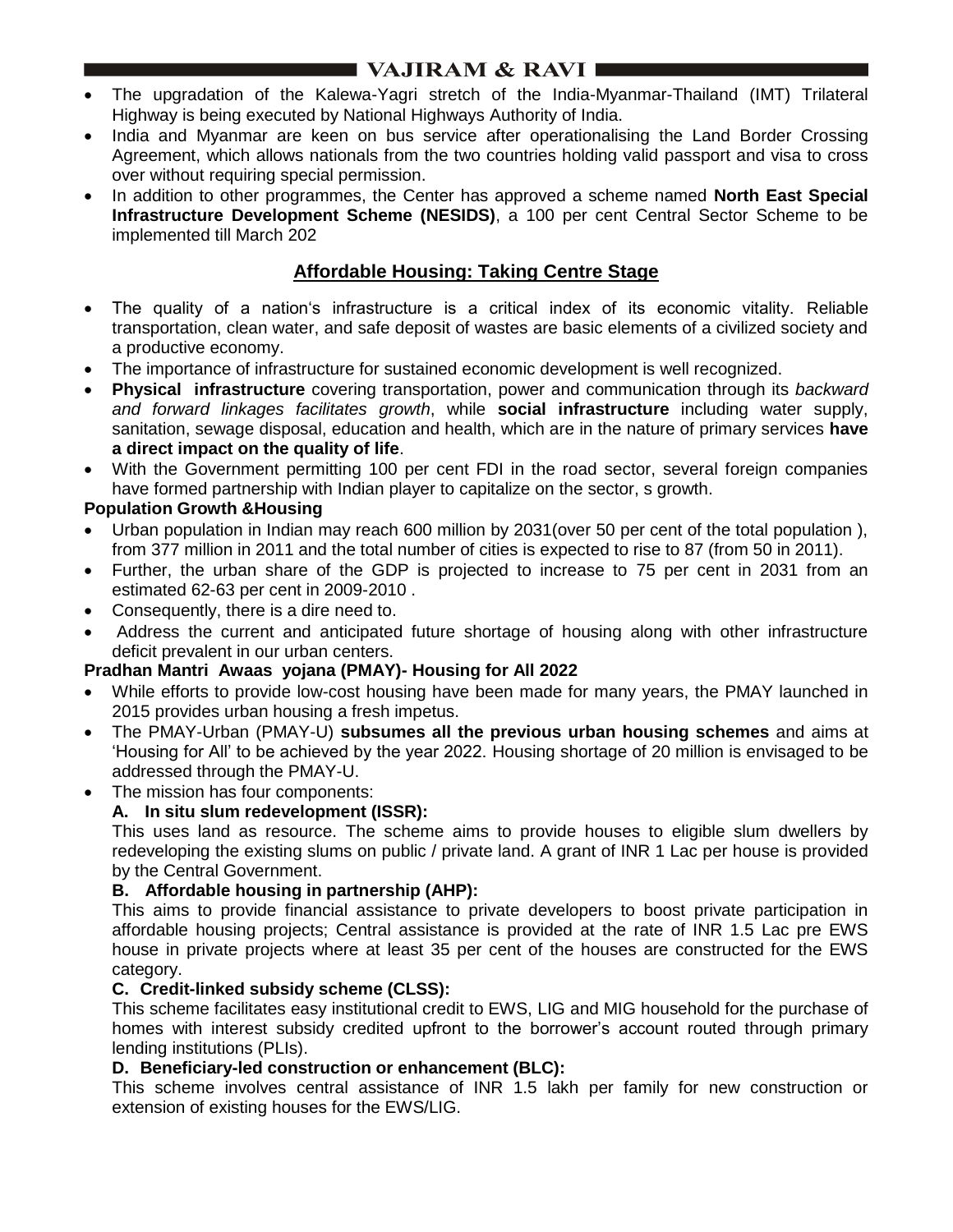- The upgradation of the Kalewa-Yagri stretch of the India-Myanmar-Thailand (IMT) Trilateral Highway is being executed by National Highways Authority of India.
- India and Myanmar are keen on bus service after operationalising the Land Border Crossing Agreement, which allows nationals from the two countries holding valid passport and visa to cross over without requiring special permission.
- In addition to other programmes, the Center has approved a scheme named **North East Special Infrastructure Development Scheme (NESIDS)**, a 100 per cent Central Sector Scheme to be implemented till March 202

## Affordable Housing: Taking Centre Stage

- The quality of a nation's infrastructure is a critical index of its economic vitality. Reliable transportation, clean water, and safe deposit of wastes are basic elements of a civilized society and a productive economy.
- The importance of infrastructure for sustained economic development is well recognized.
- **Physical infrastructure** covering transportation, power and communication through its *backward and forward linkages facilitates growth*, while **social infrastructure** including water supply, sanitation, sewage disposal, education and health, which are in the nature of primary services **have a direct impact on the quality of life**.
- With the Government permitting 100 per cent FDI in the road sector, several foreign companies have formed partnership with Indian player to capitalize on the sector, s growth.

**Population Growth &Housing**

- Urban population in Indian may reach 600 million by 2031(over 50 per cent of the total population ), from 377 million in 2011 and the total number of cities is expected to rise to 87 (from 50 in 2011).
- Further, the urban share of the GDP is projected to increase to 75 per cent in 2031 from an estimated 62-63 per cent in 2009-2010 .
- Consequently, there is a dire need to.
- Address the current and anticipated future shortage of housing along with other infrastructure deficit prevalent in our urban centers.

**Pradhan Mantri Awaas yojana (PMAY)- Housing for All 2022**

- While efforts to provide low-cost housing have been made for many years, the PMAY launched in 2015 provides urban housing a fresh impetus.
- The PMAY-Urban (PMAY-U) **subsumes all the previous urban housing schemes** and aims at 'Housing for All' to be achieved by the year 2022. Housing shortage of 20 million is envisaged to be addressed through the PMAY-U.
- The mission has four components:

  **A. In situ slum redevelopment (ISSR):**

  This uses land as resource. The scheme aims to provide houses to eligible slum dwellers by redeveloping the existing slums on public / private land. A grant of INR 1 Lac per house is provided by the Central Government.

  **B. Affordable housing in partnership (AHP):**

  This aims to provide financial assistance to private developers to boost private participation in affordable housing projects; Central assistance is provided at the rate of INR 1.5 Lac pre EWS house in private projects where at least 35 per cent of the houses are constructed for the EWS category.

  **C. Credit-linked subsidy scheme (CLSS):**

  This scheme facilitates easy institutional credit to EWS, LIG and MIG household for the purchase of homes with interest subsidy credited upfront to the borrower's account routed through primary lending institutions (PLIs).

  **D. Beneficiary-led construction or enhancement (BLC):**

  This scheme involves central assistance of INR 1.5 lakh per family for new construction or extension of existing houses for the EWS/LIG.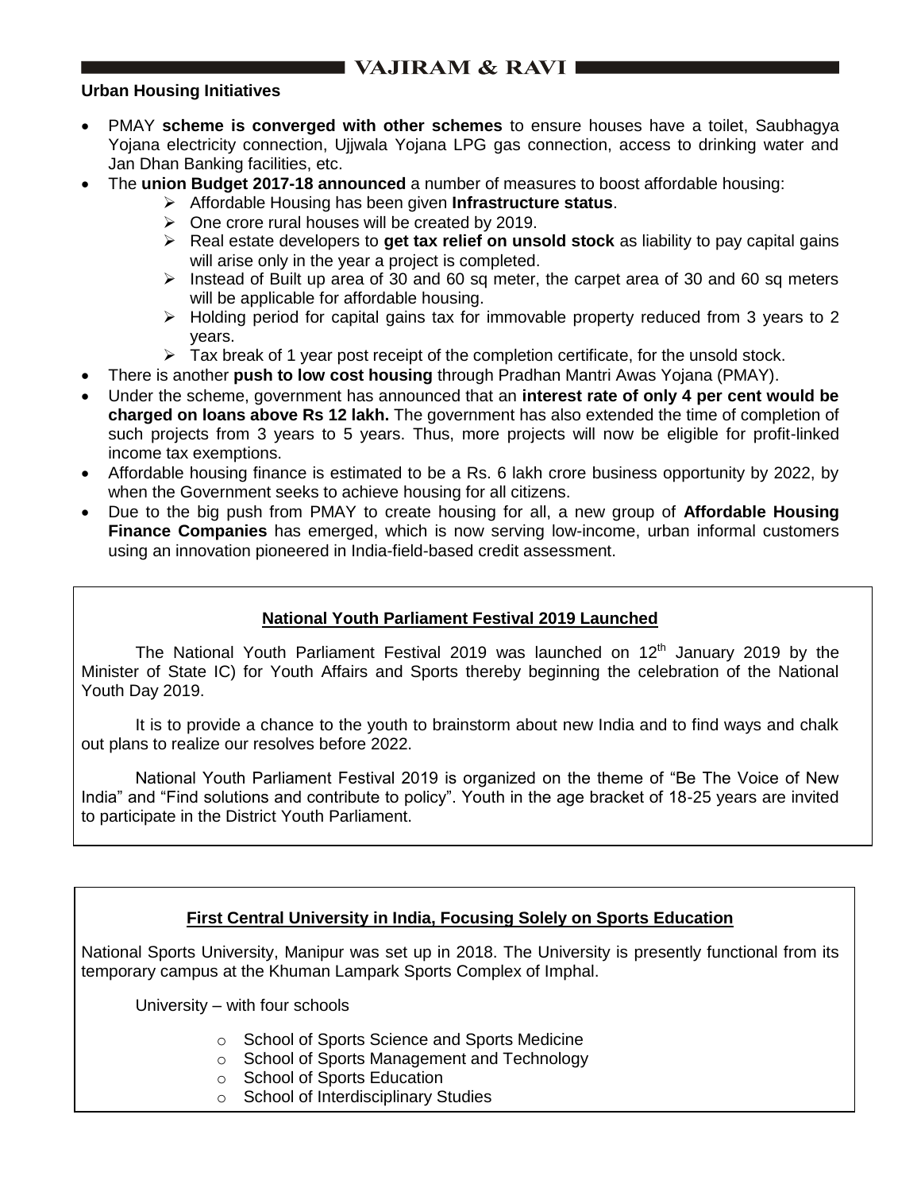**Urban Housing Initiatives**

- PMAY **scheme is converged with other schemes** to ensure houses have a toilet, Saubhagya Yojana electricity connection, Ujjwala Yojana LPG gas connection, access to drinking water and Jan Dhan Banking facilities, etc.
- The **union Budget 2017-18 announced** a number of measures to boost affordable housing:
  - Affordable Housing has been given **Infrastructure status**.
  - One crore rural houses will be created by 2019.
  - Real estate developers to **get tax relief on unsold stock** as liability to pay capital gains will arise only in the year a project is completed.
  - Instead of Built up area of 30 and 60 sq meter, the carpet area of 30 and 60 sq meters will be applicable for affordable housing.
  - Holding period for capital gains tax for immovable property reduced from 3 years to 2 years.
  - Tax break of 1 year post receipt of the completion certificate, for the unsold stock.
- There is another **push to low cost housing** through Pradhan Mantri Awas Yojana (PMAY).
- Under the scheme, government has announced that an **interest rate of only 4 per cent would be charged on loans above Rs 12 lakh.** The government has also extended the time of completion of such projects from 3 years to 5 years. Thus, more projects will now be eligible for profit-linked income tax exemptions.
- Affordable housing finance is estimated to be a Rs. 6 lakh crore business opportunity by 2022, by when the Government seeks to achieve housing for all citizens.
- Due to the big push from PMAY to create housing for all, a new group of **Affordable Housing Finance Companies** has emerged, which is now serving low-income, urban informal customers using an innovation pioneered in India-field-based credit assessment.

**National Youth Parliament Festival 2019 Launched**

The National Youth Parliament Festival 2019 was launched on 12th January 2019 by the Minister of State IC) for Youth Affairs and Sports thereby beginning the celebration of the National Youth Day 2019.

It is to provide a chance to the youth to brainstorm about new India and to find ways and chalk out plans to realize our resolves before 2022.

National Youth Parliament Festival 2019 is organized on the theme of "Be The Voice of New India" and "Find solutions and contribute to policy". Youth in the age bracket of 18-25 years are invited to participate in the District Youth Parliament.

**First Central University in India, Focusing Solely on Sports Education**

National Sports University, Manipur was set up in 2018. The University is presently functional from its temporary campus at the Khuman Lampark Sports Complex of Imphal.

University – with four schools

- School of Sports Science and Sports Medicine
- School of Sports Management and Technology
- School of Sports Education
- School of Interdisciplinary Studies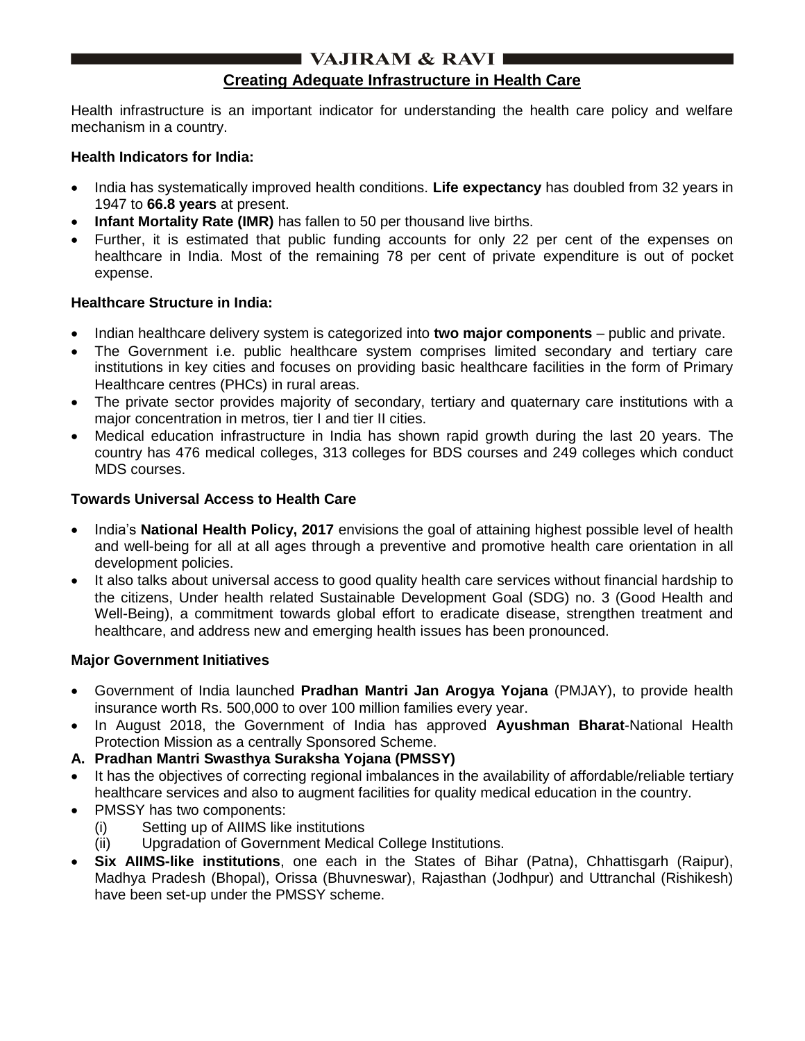## Creating Adequate Infrastructure in Health Care

Health infrastructure is an important indicator for understanding the health care policy and welfare mechanism in a country.

**Health Indicators for India:**

- India has systematically improved health conditions. **Life expectancy** has doubled from 32 years in 1947 to **66.8 years** at present.
- **Infant Mortality Rate (IMR)** has fallen to 50 per thousand live births.
- Further, it is estimated that public funding accounts for only 22 per cent of the expenses on healthcare in India. Most of the remaining 78 per cent of private expenditure is out of pocket expense.

**Healthcare Structure in India:**

- Indian healthcare delivery system is categorized into **two major components** – public and private.
- The Government i.e. public healthcare system comprises limited secondary and tertiary care institutions in key cities and focuses on providing basic healthcare facilities in the form of Primary Healthcare centres (PHCs) in rural areas.
- The private sector provides majority of secondary, tertiary and quaternary care institutions with a major concentration in metros, tier I and tier II cities.
- Medical education infrastructure in India has shown rapid growth during the last 20 years. The country has 476 medical colleges, 313 colleges for BDS courses and 249 colleges which conduct MDS courses.

**Towards Universal Access to Health Care**

- India's **National Health Policy, 2017** envisions the goal of attaining highest possible level of health and well-being for all at all ages through a preventive and promotive health care orientation in all development policies.
- It also talks about universal access to good quality health care services without financial hardship to the citizens, Under health related Sustainable Development Goal (SDG) no. 3 (Good Health and Well-Being), a commitment towards global effort to eradicate disease, strengthen treatment and healthcare, and address new and emerging health issues has been pronounced.

**Major Government Initiatives**

- Government of India launched **Pradhan Mantri Jan Arogya Yojana** (PMJAY), to provide health insurance worth Rs. 500,000 to over 100 million families every year.
- In August 2018, the Government of India has approved **Ayushman Bharat**-National Health Protection Mission as a centrally Sponsored Scheme.

**A. Pradhan Mantri Swasthya Suraksha Yojana (PMSSY)**

- It has the objectives of correcting regional imbalances in the availability of affordable/reliable tertiary healthcare services and also to augment facilities for quality medical education in the country.
- PMSSY has two components:
  - (i) Setting up of AIIMS like institutions
  - (ii) Upgradation of Government Medical College Institutions.
- **Six AIIMS-like institutions**, one each in the States of Bihar (Patna), Chhattisgarh (Raipur), Madhya Pradesh (Bhopal), Orissa (Bhuvneswar), Rajasthan (Jodhpur) and Uttranchal (Rishikesh) have been set-up under the PMSSY scheme.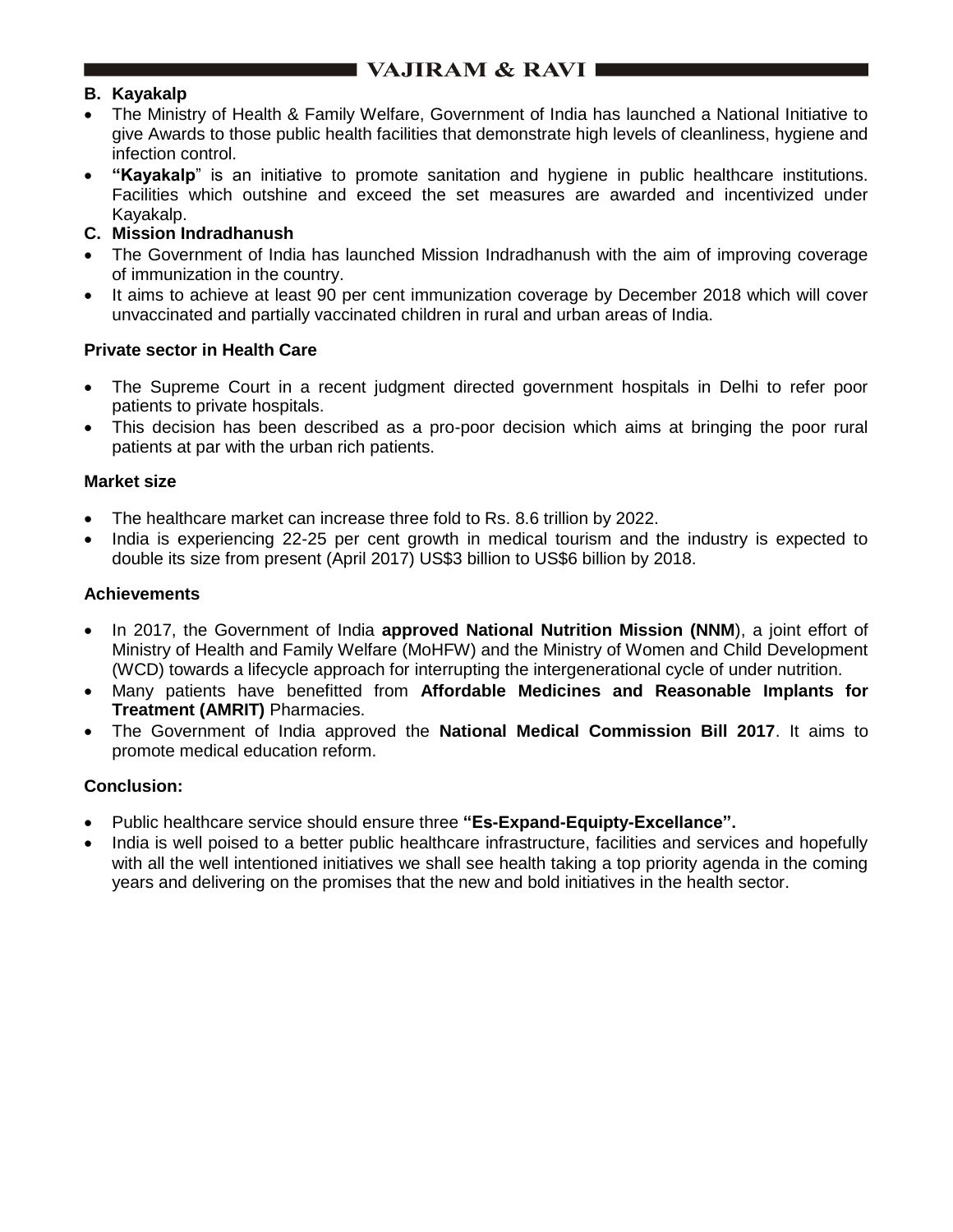### B. Kayakalp

- The Ministry of Health & Family Welfare, Government of India has launched a National Initiative to give Awards to those public health facilities that demonstrate high levels of cleanliness, hygiene and infection control.
- **"Kayakalp**" is an initiative to promote sanitation and hygiene in public healthcare institutions. Facilities which outshine and exceed the set measures are awarded and incentivized under Kayakalp.

### C. Mission Indradhanush

- The Government of India has launched Mission Indradhanush with the aim of improving coverage of immunization in the country.
- It aims to achieve at least 90 per cent immunization coverage by December 2018 which will cover unvaccinated and partially vaccinated children in rural and urban areas of India.

### Private sector in Health Care

- The Supreme Court in a recent judgment directed government hospitals in Delhi to refer poor patients to private hospitals.
- This decision has been described as a pro-poor decision which aims at bringing the poor rural patients at par with the urban rich patients.

### Market size

- The healthcare market can increase three fold to Rs. 8.6 trillion by 2022.
- India is experiencing 22-25 per cent growth in medical tourism and the industry is expected to double its size from present (April 2017) US$3 billion to US$6 billion by 2018.

### Achievements

- In 2017, the Government of India **approved National Nutrition Mission (NNM**), a joint effort of Ministry of Health and Family Welfare (MoHFW) and the Ministry of Women and Child Development (WCD) towards a lifecycle approach for interrupting the intergenerational cycle of under nutrition.
- Many patients have benefitted from **Affordable Medicines and Reasonable Implants for Treatment (AMRIT)** Pharmacies.
- The Government of India approved the **National Medical Commission Bill 2017**. It aims to promote medical education reform.

### Conclusion:

- Public healthcare service should ensure three **"Es-Expand-Equipty-Excellance".**
- India is well poised to a better public healthcare infrastructure, facilities and services and hopefully with all the well intentioned initiatives we shall see health taking a top priority agenda in the coming years and delivering on the promises that the new and bold initiatives in the health sector.